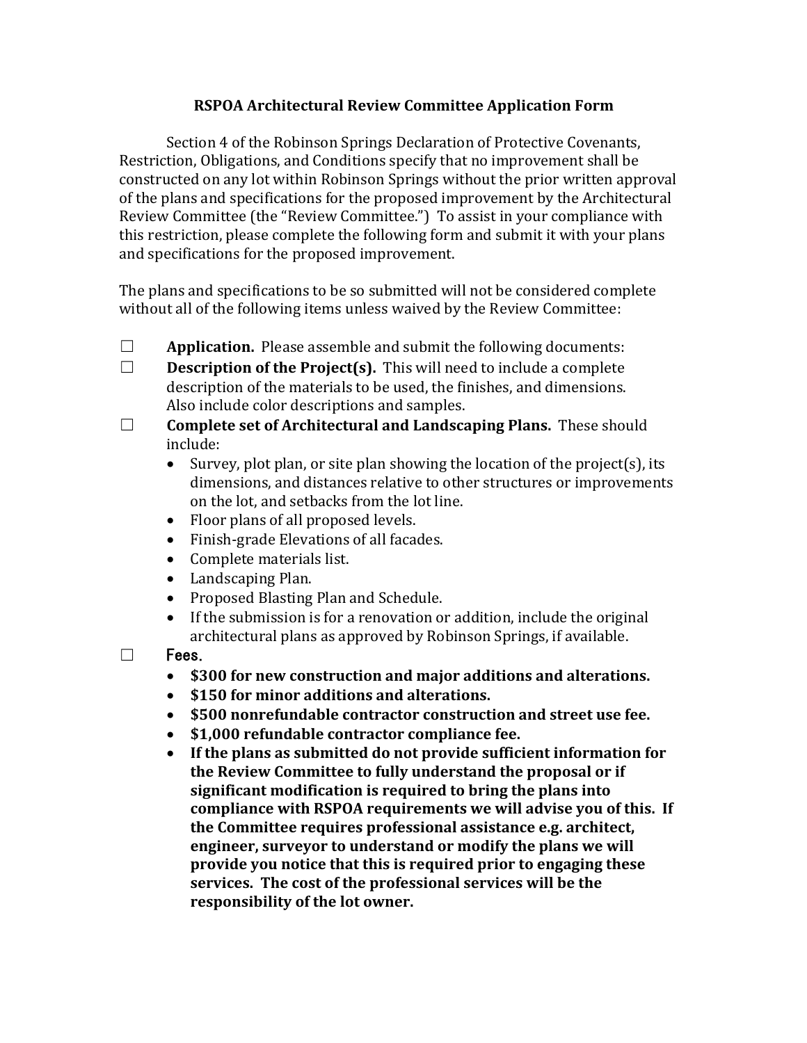# RSPOA Architectural Review Committee Application Form

Section 4 of the Robinson Springs Declaration of Protective Covenants, Restriction, Obligations, and Conditions specify that no improvement shall be constructed on any lot within Robinson Springs without the prior written approval of the plans and specifications for the proposed improvement by the Architectural Review Committee (the "Review Committee.") To assist in your compliance with this restriction, please complete the following form and submit it with your plans and specifications for the proposed improvement.

The plans and specifications to be so submitted will not be considered complete without all of the following items unless waived by the Review Committee:

☐ **Application.** Please assemble and submit the following documents:

☐ **Description of the Project(s).** This will need to include a complete description of the materials to be used, the finishes, and dimensions. Also include color descriptions and samples.

☐ **Complete set of Architectural and Landscaping Plans.** These should include:

- Survey, plot plan, or site plan showing the location of the project(s), its dimensions, and distances relative to other structures or improvements on the lot, and setbacks from the lot line.
- Floor plans of all proposed levels.
- Finish-grade Elevations of all facades.
- Complete materials list.
- Landscaping Plan.
- Proposed Blasting Plan and Schedule.
- If the submission is for a renovation or addition, include the original architectural plans as approved by Robinson Springs, if available.

☐ Fees.

- **$300 for new construction and major additions and alterations.**
- **$150 for minor additions and alterations.**
- **$500 nonrefundable contractor construction and street use fee.**
- **$1,000 refundable contractor compliance fee.**
- **If the plans as submitted do not provide sufficient information for the Review Committee to fully understand the proposal or if significant modification is required to bring the plans into compliance with RSPOA requirements we will advise you of this. If the Committee requires professional assistance e.g. architect, engineer, surveyor to understand or modify the plans we will provide you notice that this is required prior to engaging these services. The cost of the professional services will be the responsibility of the lot owner.**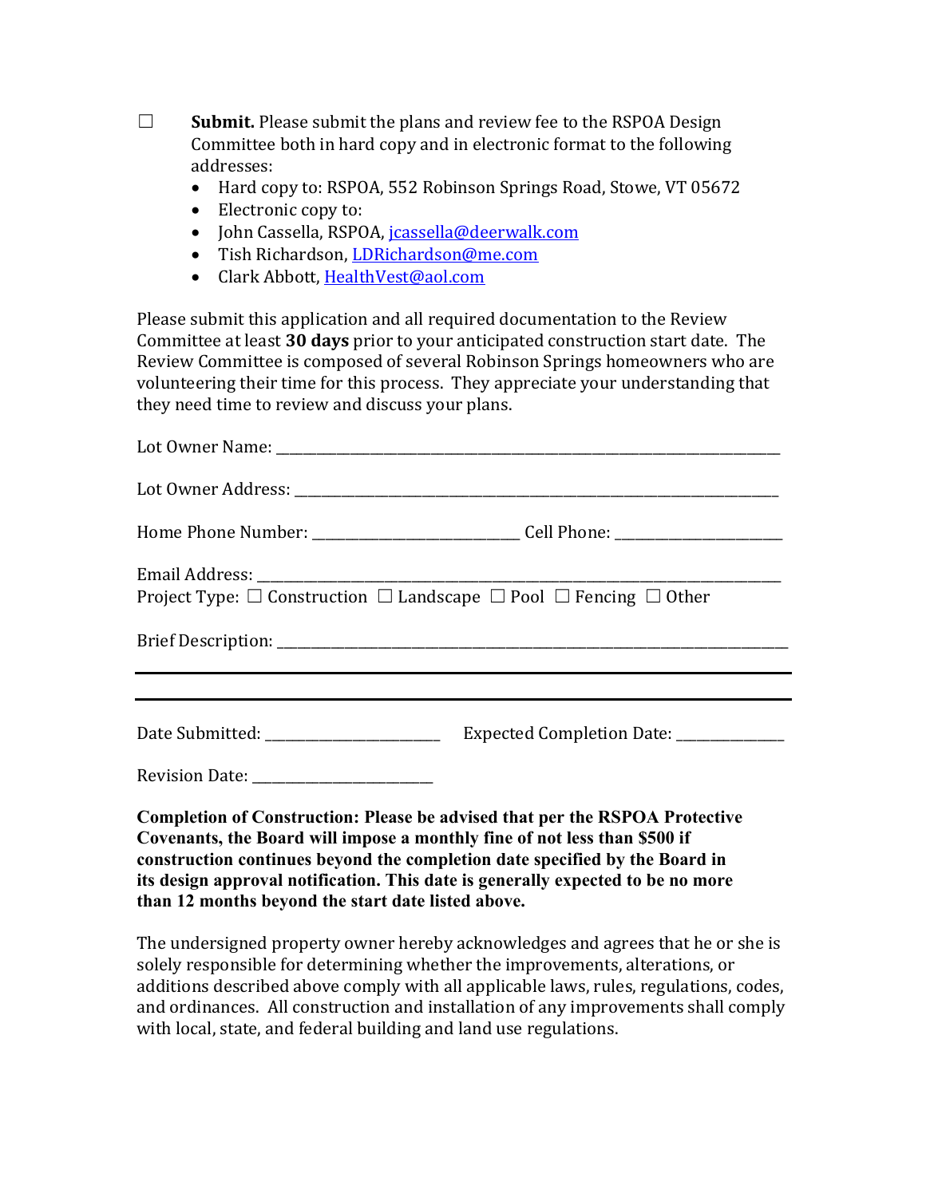☐ **Submit.** Please submit the plans and review fee to the RSPOA Design Committee both in hard copy and in electronic format to the following addresses:

- Hard copy to: RSPOA, 552 Robinson Springs Road, Stowe, VT 05672
- Electronic copy to:
- John Cassella, RSPOA, jcassella@deerwalk.com
- Tish Richardson, LDRichardson@me.com
- Clark Abbott, HealthVest@aol.com

Please submit this application and all required documentation to the Review Committee at least **30 days** prior to your anticipated construction start date. The Review Committee is composed of several Robinson Springs homeowners who are volunteering their time for this process. They appreciate your understanding that they need time to review and discuss your plans.

Lot Owner Name: ___________________________________________________________________

Lot Owner Address: _________________________________________________________________

Home Phone Number: ___________________________ Cell Phone: ______________________

Email Address: ______________________________________________________________________

Project Type: ☐ Construction ☐ Landscape ☐ Pool ☐ Fencing ☐ Other

Brief Description: _____________________________________________________________________

_____________________________________________________________________________________

_____________________________________________________________________________________

Date Submitted: ________________________ Expected Completion Date: ______________

Revision Date: ________________________

**Completion of Construction: Please be advised that per the RSPOA Protective Covenants, the Board will impose a monthly fine of not less than $500 if construction continues beyond the completion date specified by the Board in its design approval notification. This date is generally expected to be no more than 12 months beyond the start date listed above.**

The undersigned property owner hereby acknowledges and agrees that he or she is solely responsible for determining whether the improvements, alterations, or additions described above comply with all applicable laws, rules, regulations, codes, and ordinances. All construction and installation of any improvements shall comply with local, state, and federal building and land use regulations.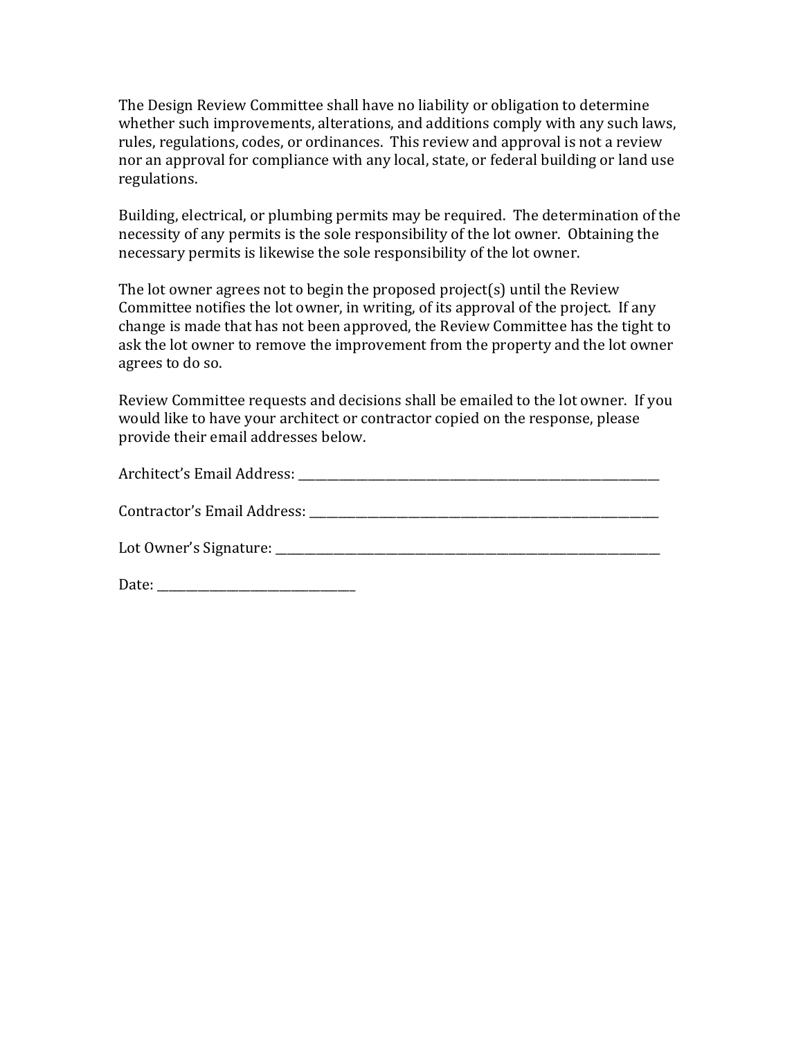The Design Review Committee shall have no liability or obligation to determine whether such improvements, alterations, and additions comply with any such laws, rules, regulations, codes, or ordinances. This review and approval is not a review nor an approval for compliance with any local, state, or federal building or land use regulations.

Building, electrical, or plumbing permits may be required. The determination of the necessity of any permits is the sole responsibility of the lot owner. Obtaining the necessary permits is likewise the sole responsibility of the lot owner.

The lot owner agrees not to begin the proposed project(s) until the Review Committee notifies the lot owner, in writing, of its approval of the project. If any change is made that has not been approved, the Review Committee has the tight to ask the lot owner to remove the improvement from the property and the lot owner agrees to do so.

Review Committee requests and decisions shall be emailed to the lot owner. If you would like to have your architect or contractor copied on the response, please provide their email addresses below.

Architect's Email Address: ___________________________________________

Contractor's Email Address: ___________________________________________

Lot Owner's Signature: ___________________________________________

Date: ______________________